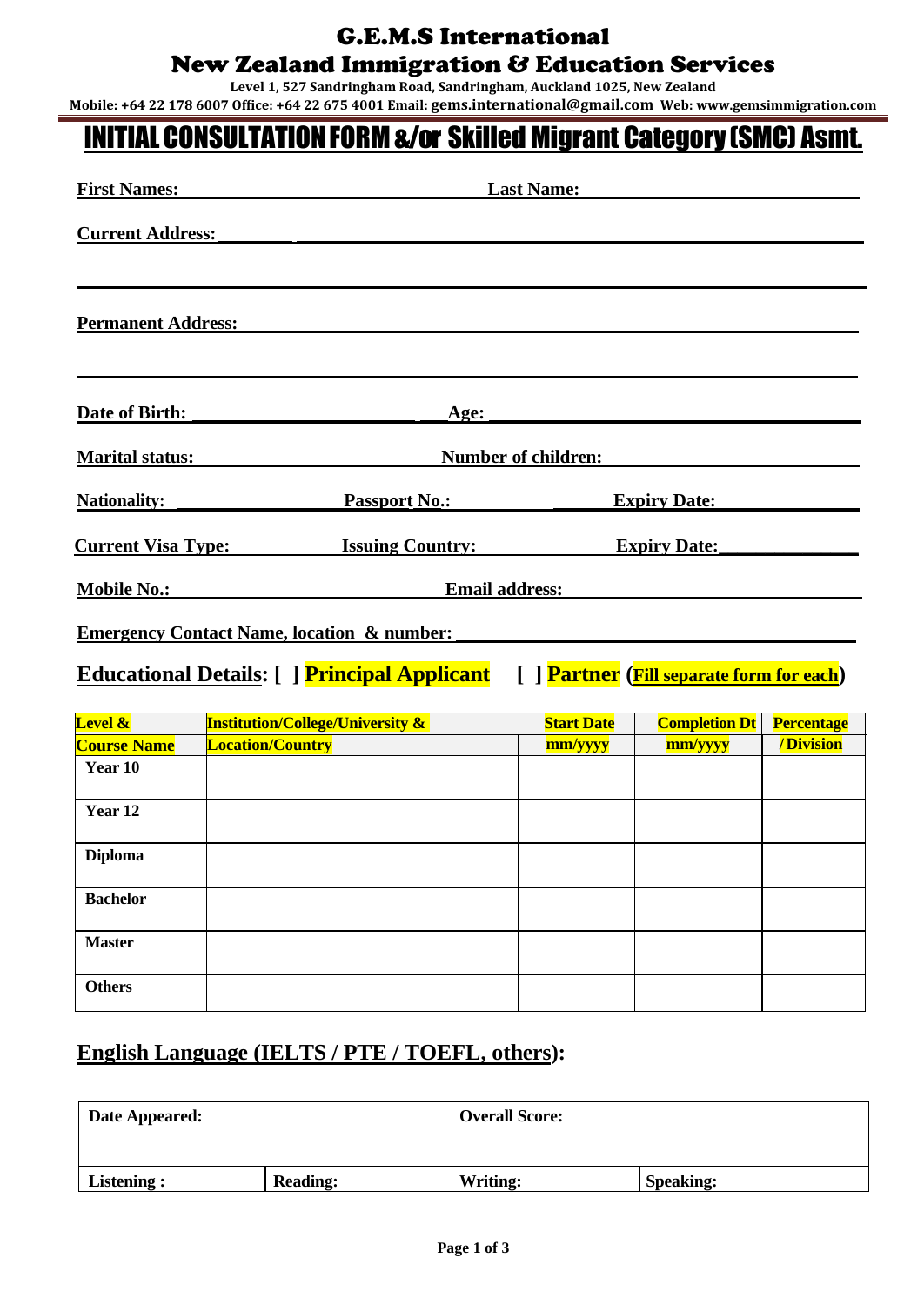# G.E.M.S International

## New Zealand Immigration & Education Services

**Level 1, 527 Sandringham Road, Sandringham, Auckland 1025, New Zealand**

**Mobile: +64 22 178 6007 Office: +64 22 675 4001 Email: gems.international@gmail.com Web: www.gemsimmigration.com**

# INITIAL CONSULTATION FORM &/or Skilled Migrant Category (SMC) Asmt.

**First Names:**\_\_\_\_\_\_\_\_\_\_\_\_\_\_\_\_\_\_\_\_\_\_\_\_\_ **Last Name:**\_\_\_\_\_\_\_\_\_\_\_\_\_\_\_\_\_\_\_\_\_\_\_\_\_

**Current Address:**\_\_\_\_\_\_\_\_\_\_\_\_\_\_\_\_\_\_\_\_\_\_\_\_\_\_\_\_\_\_\_\_\_\_\_\_\_\_\_\_\_\_\_\_\_\_\_\_\_\_\_\_\_\_

\_\_\_\_\_\_\_\_\_\_\_\_\_\_\_\_\_\_\_\_\_\_\_\_\_\_\_\_\_\_\_\_\_\_\_\_\_\_\_\_\_\_\_\_\_\_\_\_\_\_\_\_\_\_\_\_\_\_\_\_\_\_\_\_\_\_\_\_\_\_

**Permanent Address:** \_\_\_\_\_\_\_\_\_\_\_\_\_\_\_\_\_\_\_\_\_\_\_\_\_\_\_\_\_\_\_\_\_\_\_\_\_\_\_\_\_\_\_\_\_\_\_\_\_\_\_\_

\_\_\_\_\_\_\_\_\_\_\_\_\_\_\_\_\_\_\_\_\_\_\_\_\_\_\_\_\_\_\_\_\_\_\_\_\_\_\_\_\_\_\_\_\_\_\_\_\_\_\_\_\_\_\_\_\_\_\_\_\_\_\_\_\_\_\_\_\_\_

**Date of Birth:** \_\_\_\_\_\_\_\_\_\_\_\_\_\_\_\_\_\_\_\_\_\_\_\_ **Age:** \_\_\_\_\_\_\_\_\_\_\_\_\_\_\_\_\_\_\_\_\_\_\_\_\_\_\_\_

**Marital status:** \_\_\_\_\_\_\_\_\_\_\_\_\_\_\_\_\_\_\_\_\_\_\_\_ **Number of children:** \_\_\_\_\_\_\_\_\_\_\_\_\_\_\_\_\_\_\_

**Nationality:** \_\_\_\_\_\_\_\_\_\_\_\_\_\_\_ **Passport No.:** \_\_\_\_\_\_\_\_\_\_\_\_\_\_ **Expiry Date:**\_\_\_\_\_\_\_\_\_\_\_\_\_\_

**Current Visa Type:** \_\_\_\_\_\_\_\_\_\_\_ **Issuing Country:** \_\_\_\_\_\_\_\_\_\_\_\_\_\_ **Expiry Date:**\_\_\_\_\_\_\_\_\_\_\_\_\_\_

**Mobile No.:**\_\_\_\_\_\_\_\_\_\_\_\_\_\_\_\_\_\_\_\_\_\_\_\_\_ **Email address:**\_\_\_\_\_\_\_\_\_\_\_\_\_\_\_\_\_\_\_\_\_\_\_\_\_\_\_\_

**Emergency Contact Name, location & number:** \_\_\_\_\_\_\_\_\_\_\_\_\_\_\_\_\_\_\_\_\_\_\_\_\_\_\_\_\_\_\_\_\_\_\_\_\_\_\_

## Educational Details: [ ] Principal Applicant [ ] Partner (Fill separate form for each)

| Level & Course Name | Institution/College/University & Location/Country | Start Date mm/yyyy | Completion Dt mm/yyyy | Percentage /Division |
|---|---|---|---|---|
| Year 10 | | | | |
| Year 12 | | | | |
| Diploma | | | | |
| Bachelor | | | | |
| Master | | | | |
| Others | | | | |

## English Language (IELTS / PTE / TOEFL, others):

| Date Appeared: | | Overall Score: | |
|---|---|---|---|
| **Listening :** | **Reading:** | **Writing:** | **Speaking:** |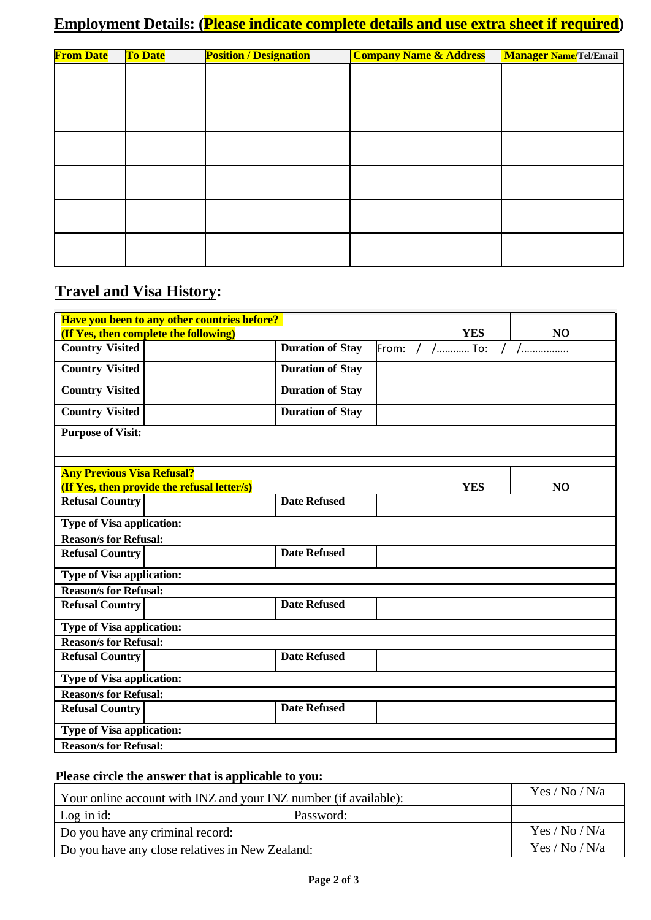## Employment Details: (Please indicate complete details and use extra sheet if required)

| From Date | To Date | Position / Designation | Company Name & Address | Manager Name/Tel/Email |
|---|---|---|---|---|
| | | | | |
| | | | | |
| | | | | |
| | | | | |
| | | | | |
| | | | | |

## Travel and Visa History:

| **Have you been to any other countries before? (If Yes, then complete the following)** | | | | **YES** | **NO** |
|---|---|---|---|---|---|
| **Country Visited** | | **Duration of Stay** | From: / /………… To: / /…………….. | | |
| **Country Visited** | | **Duration of Stay** | | | |
| **Country Visited** | | **Duration of Stay** | | | |
| **Country Visited** | | **Duration of Stay** | | | |
| **Purpose of Visit:** | | | | | |

| **Any Previous Visa Refusal? (If Yes, then provide the refusal letter/s)** | | | | **YES** | **NO** |
|---|---|---|---|---|---|
| **Refusal Country** | | **Date Refused** | | | |
| **Type of Visa application:** | | | | | |
| **Reason/s for Refusal:** | | | | | |
| **Refusal Country** | | **Date Refused** | | | |
| **Type of Visa application:** | | | | | |
| **Reason/s for Refusal:** | | | | | |
| **Refusal Country** | | **Date Refused** | | | |
| **Type of Visa application:** | | | | | |
| **Reason/s for Refusal:** | | | | | |
| **Refusal Country** | | **Date Refused** | | | |
| **Type of Visa application:** | | | | | |
| **Reason/s for Refusal:** | | | | | |
| **Refusal Country** | | **Date Refused** | | | |
| **Type of Visa application:** | | | | | |
| **Reason/s for Refusal:** | | | | | |

**Please circle the answer that is applicable to you:**

| | |
|---|---|
| Your online account with INZ and your INZ number (if available): | Yes / No / N/a |
| Log in id: Password: | |
| Do you have any criminal record: | Yes / No / N/a |
| Do you have any close relatives in New Zealand: | Yes / No / N/a |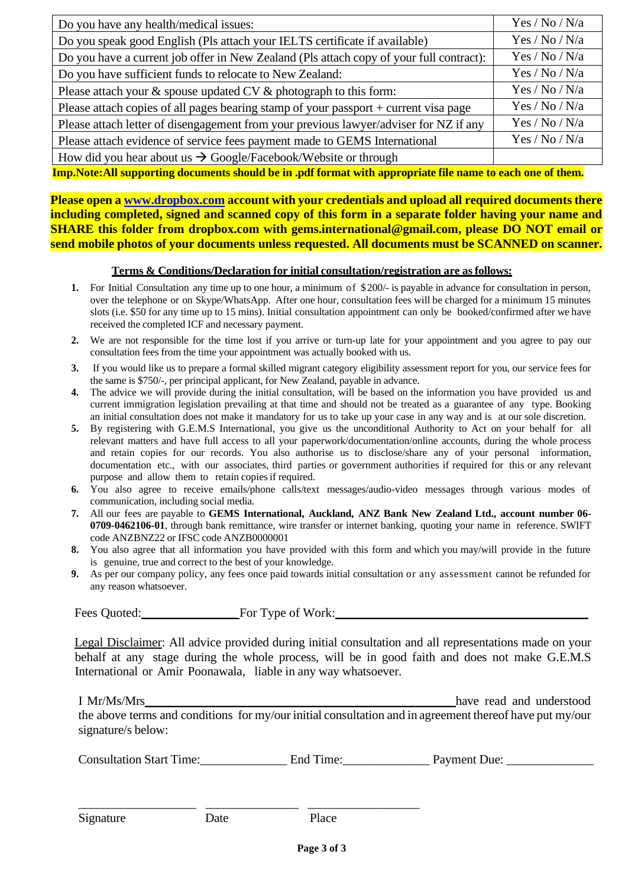| | |
|---|---|
| Do you have any health/medical issues: | Yes / No / N/a |
| Do you speak good English (Pls attach your IELTS certificate if available) | Yes / No / N/a |
| Do you have a current job offer in New Zealand (Pls attach copy of your full contract): | Yes / No / N/a |
| Do you have sufficient funds to relocate to New Zealand: | Yes / No / N/a |
| Please attach your & spouse updated CV & photograph to this form: | Yes / No / N/a |
| Please attach copies of all pages bearing stamp of your passport + current visa page | Yes / No / N/a |
| Please attach letter of disengagement from your previous lawyer/adviser for NZ if any | Yes / No / N/a |
| Please attach evidence of service fees payment made to GEMS International | Yes / No / N/a |
| How did you hear about us → Google/Facebook/Website or through | |

**Imp.Note:All supporting documents should be in .pdf format with appropriate file name to each one of them.**

**Please open a www.dropbox.com account with your credentials and upload all required documents there including completed, signed and scanned copy of this form in a separate folder having your name and SHARE this folder from dropbox.com with gems.international@gmail.com, please DO NOT email or send mobile photos of your documents unless requested. All documents must be SCANNED on scanner.**

**Terms & Conditions/Declaration for initial consultation/registration are as follows:**

1. For Initial Consultation any time up to one hour, a minimum of $200/- is payable in advance for consultation in person, over the telephone or on Skype/WhatsApp. After one hour, consultation fees will be charged for a minimum 15 minutes slots (i.e. $50 for any time up to 15 mins). Initial consultation appointment can only be booked/confirmed after we have received the completed ICF and necessary payment.
2. We are not responsible for the time lost if you arrive or turn-up late for your appointment and you agree to pay our consultation fees from the time your appointment was actually booked with us.
3. If you would like us to prepare a formal skilled migrant category eligibility assessment report for you, our service fees for the same is $750/-, per principal applicant, for New Zealand, payable in advance.
4. The advice we will provide during the initial consultation, will be based on the information you have provided us and current immigration legislation prevailing at that time and should not be treated as a guarantee of any type. Booking an initial consultation does not make it mandatory for us to take up your case in any way and is at our sole discretion.
5. By registering with G.E.M.S International, you give us the unconditional Authority to Act on your behalf for all relevant matters and have full access to all your paperwork/documentation/online accounts, during the whole process and retain copies for our records. You also authorise us to disclose/share any of your personal information, documentation etc., with our associates, third parties or government authorities if required for this or any relevant purpose and allow them to retain copies if required.
6. You also agree to receive emails/phone calls/text messages/audio-video messages through various modes of communication, including social media.
7. All our fees are payable to **GEMS International, Auckland, ANZ Bank New Zealand Ltd., account number 06-0709-0462106-01**, through bank remittance, wire transfer or internet banking, quoting your name in reference. SWIFT code ANZBNZ22 or IFSC code ANZB0000001
8. You also agree that all information you have provided with this form and which you may/will provide in the future is genuine, true and correct to the best of your knowledge.
9. As per our company policy, any fees once paid towards initial consultation or any assessment cannot be refunded for any reason whatsoever.

Fees Quoted:________________ For Type of Work:__________________________________________

Legal Disclaimer: All advice provided during initial consultation and all representations made on your behalf at any stage during the whole process, will be in good faith and does not make G.E.M.S International or Amir Poonawala, liable in any way whatsoever.

I Mr/Ms/Mrs____________________________________________________ have read and understood the above terms and conditions for my/our initial consultation and in agreement thereof have put my/our signature/s below:

Consultation Start Time:______________ End Time:______________ Payment Due: ______________

___________________ _______________ __________________

Signature Date Place